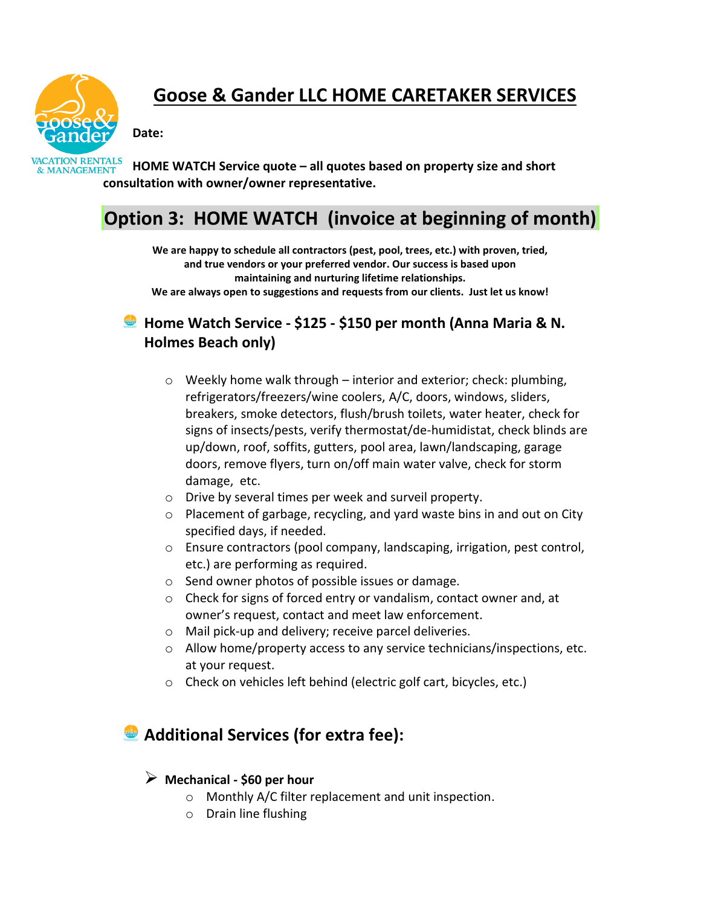# Goose & Gander LLC HOME CARETAKER SERVICES

**Date:**

**HOME WATCH Service quote – all quotes based on property size and short consultation with owner/owner representative.**

## Option 3: HOME WATCH (invoice at beginning of month)

**We are happy to schedule all contractors (pest, pool, trees, etc.) with proven, tried, and true vendors or your preferred vendor. Our success is based upon maintaining and nurturing lifetime relationships.**
**We are always open to suggestions and requests from our clients. Just let us know!**

### Home Watch Service - $125 - $150 per month (Anna Maria & N. Holmes Beach only)

- Weekly home walk through – interior and exterior; check: plumbing, refrigerators/freezers/wine coolers, A/C, doors, windows, sliders, breakers, smoke detectors, flush/brush toilets, water heater, check for signs of insects/pests, verify thermostat/de-humidistat, check blinds are up/down, roof, soffits, gutters, pool area, lawn/landscaping, garage doors, remove flyers, turn on/off main water valve, check for storm damage, etc.
- Drive by several times per week and surveil property.
- Placement of garbage, recycling, and yard waste bins in and out on City specified days, if needed.
- Ensure contractors (pool company, landscaping, irrigation, pest control, etc.) are performing as required.
- Send owner photos of possible issues or damage.
- Check for signs of forced entry or vandalism, contact owner and, at owner's request, contact and meet law enforcement.
- Mail pick-up and delivery; receive parcel deliveries.
- Allow home/property access to any service technicians/inspections, etc. at your request.
- Check on vehicles left behind (electric golf cart, bicycles, etc.)

### Additional Services (for extra fee):

- **Mechanical - $60 per hour**
  - Monthly A/C filter replacement and unit inspection.
  - Drain line flushing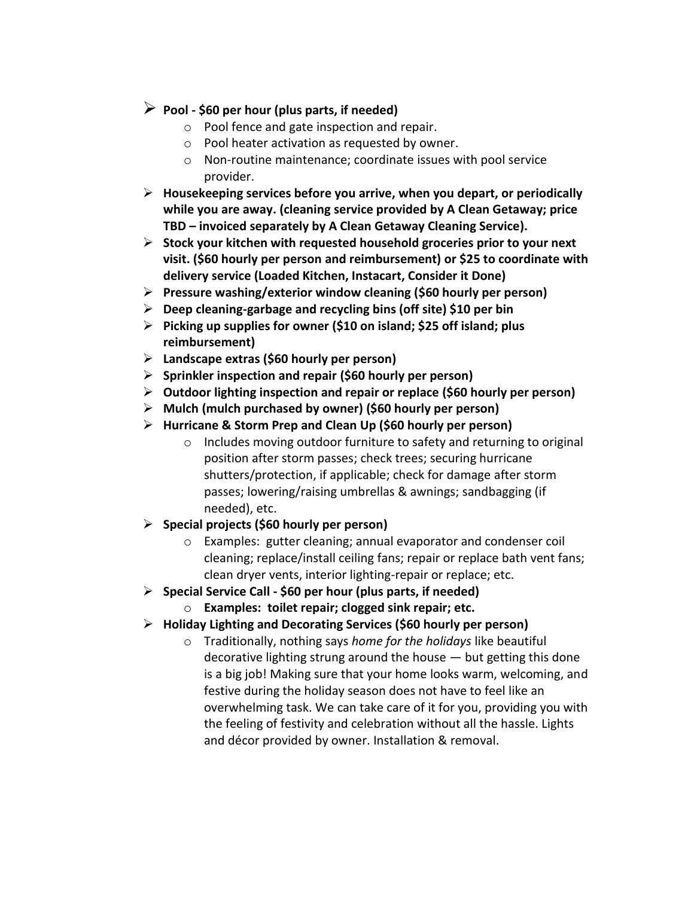- **Pool - $60 per hour (plus parts, if needed)**
  - Pool fence and gate inspection and repair.
  - Pool heater activation as requested by owner.
  - Non-routine maintenance; coordinate issues with pool service provider.
- **Housekeeping services before you arrive, when you depart, or periodically while you are away. (cleaning service provided by A Clean Getaway; price TBD – invoiced separately by A Clean Getaway Cleaning Service).**
- **Stock your kitchen with requested household groceries prior to your next visit. ($60 hourly per person and reimbursement) or $25 to coordinate with delivery service (Loaded Kitchen, Instacart, Consider it Done)**
- **Pressure washing/exterior window cleaning ($60 hourly per person)**
- **Deep cleaning-garbage and recycling bins (off site) $10 per bin**
- **Picking up supplies for owner ($10 on island; $25 off island; plus reimbursement)**
- **Landscape extras ($60 hourly per person)**
- **Sprinkler inspection and repair ($60 hourly per person)**
- **Outdoor lighting inspection and repair or replace ($60 hourly per person)**
- **Mulch (mulch purchased by owner) ($60 hourly per person)**
- **Hurricane & Storm Prep and Clean Up ($60 hourly per person)**
  - Includes moving outdoor furniture to safety and returning to original position after storm passes; check trees; securing hurricane shutters/protection, if applicable; check for damage after storm passes; lowering/raising umbrellas & awnings; sandbagging (if needed), etc.
- **Special projects ($60 hourly per person)**
  - Examples: gutter cleaning; annual evaporator and condenser coil cleaning; replace/install ceiling fans; repair or replace bath vent fans; clean dryer vents, interior lighting-repair or replace; etc.
- **Special Service Call - $60 per hour (plus parts, if needed)**
  - **Examples: toilet repair; clogged sink repair; etc.**
- **Holiday Lighting and Decorating Services ($60 hourly per person)**
  - Traditionally, nothing says *home for the holidays* like beautiful decorative lighting strung around the house — but getting this done is a big job! Making sure that your home looks warm, welcoming, and festive during the holiday season does not have to feel like an overwhelming task. We can take care of it for you, providing you with the feeling of festivity and celebration without all the hassle. Lights and décor provided by owner. Installation & removal.